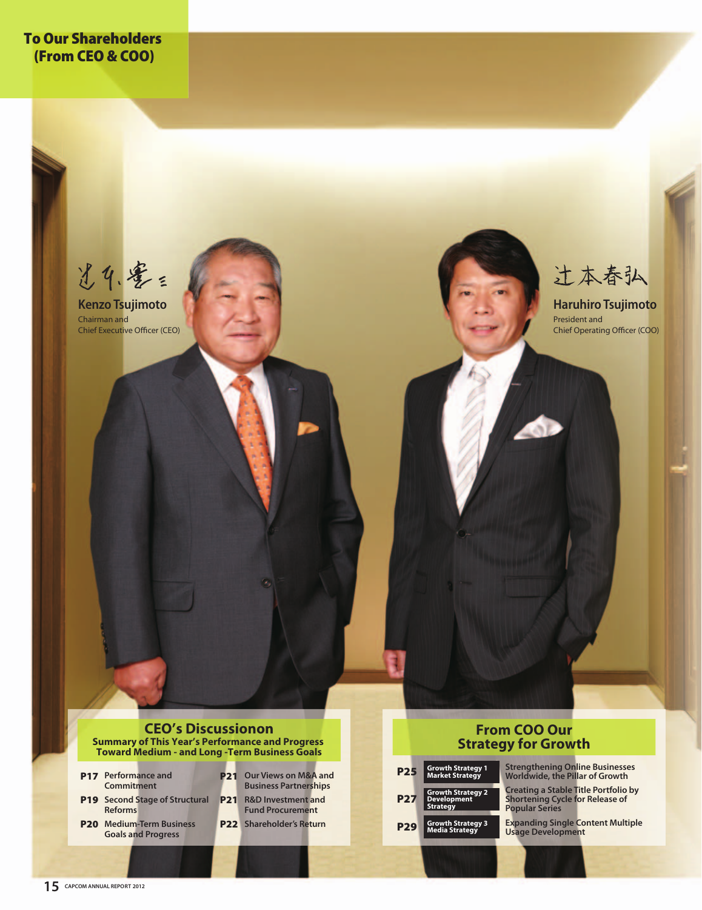# To Our Shareholders (From CEO & COO)

辻本憲三

**Kenzo Tsujimoto**
Chairman and
Chief Executive Officer (CEO)

辻本春弘

**Haruhiro Tsujimoto**
President and
Chief Operating Officer (COO)

## CEO's Discussionon

**Summary of This Year's Performance and Progress Toward Medium - and Long -Term Business Goals**

- **P17** Performance and Commitment
- **P19** Second Stage of Structural Reforms
- **P20** Medium-Term Business Goals and Progress
- **P21** Our Views on M&A and Business Partnerships
- **P21** R&D Investment and Fund Procurement
- **P22** Shareholder's Return

## From COO Our Strategy for Growth

| Page | Strategy | Description |
| --- | --- | --- |
| **P25** | Growth Strategy 1 Market Strategy | Strengthening Online Businesses Worldwide, the Pillar of Growth |
| **P27** | Growth Strategy 2 Development Strategy | Creating a Stable Title Portfolio by Shortening Cycle for Release of Popular Series |
| **P29** | Growth Strategy 3 Media Strategy | Expanding Single Content Multiple Usage Development |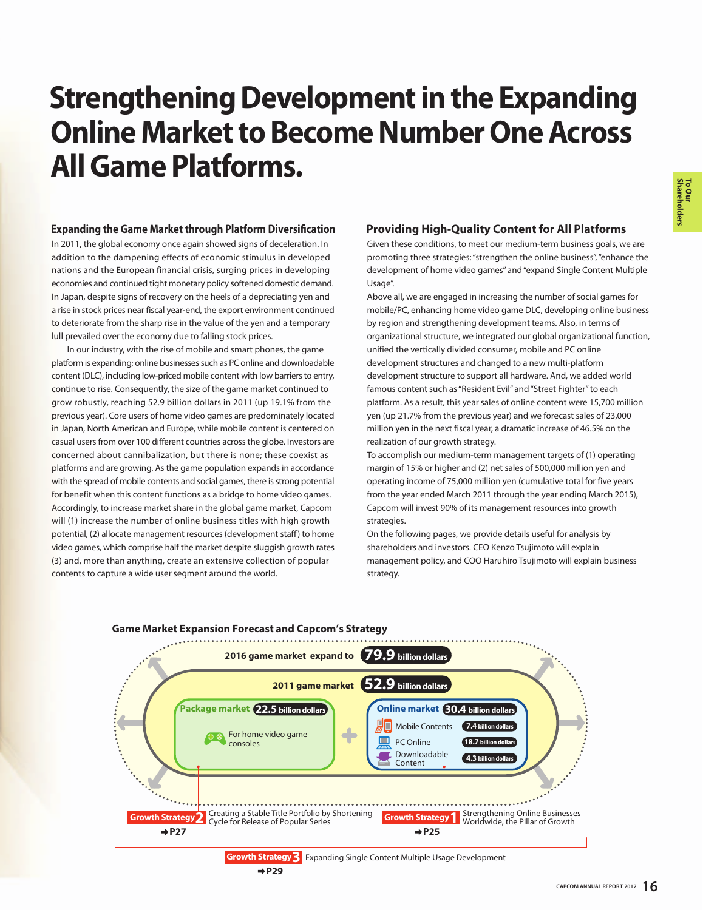# Strengthening Development in the Expanding Online Market to Become Number One Across All Game Platforms.

### Expanding the Game Market through Platform Diversification

In 2011, the global economy once again showed signs of deceleration. In addition to the dampening effects of economic stimulus in developed nations and the European financial crisis, surging prices in developing economies and continued tight monetary policy softened domestic demand. In Japan, despite signs of recovery on the heels of a depreciating yen and a rise in stock prices near fiscal year-end, the export environment continued to deteriorate from the sharp rise in the value of the yen and a temporary lull prevailed over the economy due to falling stock prices.

In our industry, with the rise of mobile and smart phones, the game platform is expanding; online businesses such as PC online and downloadable content (DLC), including low-priced mobile content with low barriers to entry, continue to rise. Consequently, the size of the game market continued to grow robustly, reaching 52.9 billion dollars in 2011 (up 19.1% from the previous year). Core users of home video games are predominately located in Japan, North American and Europe, while mobile content is centered on casual users from over 100 different countries across the globe. Investors are concerned about cannibalization, but there is none; these coexist as platforms and are growing. As the game population expands in accordance with the spread of mobile contents and social games, there is strong potential for benefit when this content functions as a bridge to home video games. Accordingly, to increase market share in the global game market, Capcom will (1) increase the number of online business titles with high growth potential, (2) allocate management resources (development staff) to home video games, which comprise half the market despite sluggish growth rates (3) and, more than anything, create an extensive collection of popular contents to capture a wide user segment around the world.

### Providing High-Quality Content for All Platforms

Given these conditions, to meet our medium-term business goals, we are promoting three strategies: "strengthen the online business", "enhance the development of home video games" and "expand Single Content Multiple Usage".

Above all, we are engaged in increasing the number of social games for mobile/PC, enhancing home video game DLC, developing online business by region and strengthening development teams. Also, in terms of organizational structure, we integrated our global organizational function, unified the vertically divided consumer, mobile and PC online development structures and changed to a new multi-platform development structure to support all hardware. And, we added world famous content such as "Resident Evil" and "Street Fighter" to each platform. As a result, this year sales of online content were 15,700 million yen (up 21.7% from the previous year) and we forecast sales of 23,000 million yen in the next fiscal year, a dramatic increase of 46.5% on the realization of our growth strategy.

To accomplish our medium-term management targets of (1) operating margin of 15% or higher and (2) net sales of 500,000 million yen and operating income of 75,000 million yen (cumulative total for five years from the year ended March 2011 through the year ending March 2015), Capcom will invest 90% of its management resources into growth strategies.

On the following pages, we provide details useful for analysis by shareholders and investors. CEO Kenzo Tsujimoto will explain management policy, and COO Haruhiro Tsujimoto will explain business strategy.

### Game Market Expansion Forecast and Capcom's Strategy

2016 game market expand to **79.9** billion dollars

2011 game market **52.9** billion dollars

**Package market 22.5 billion dollars**
- For home video game consoles

**Online market 30.4 billion dollars**
- Mobile Contents: 7.4 billion dollars
- PC Online: 18.7 billion dollars
- Downloadable Content: 4.3 billion dollars

**Growth Strategy 2** Creating a Stable Title Portfolio by Shortening Cycle for Release of Popular Series ➡P27

**Growth Strategy 1** Strengthening Online Businesses Worldwide, the Pillar of Growth ➡P25

**Growth Strategy 3** Expanding Single Content Multiple Usage Development ➡P29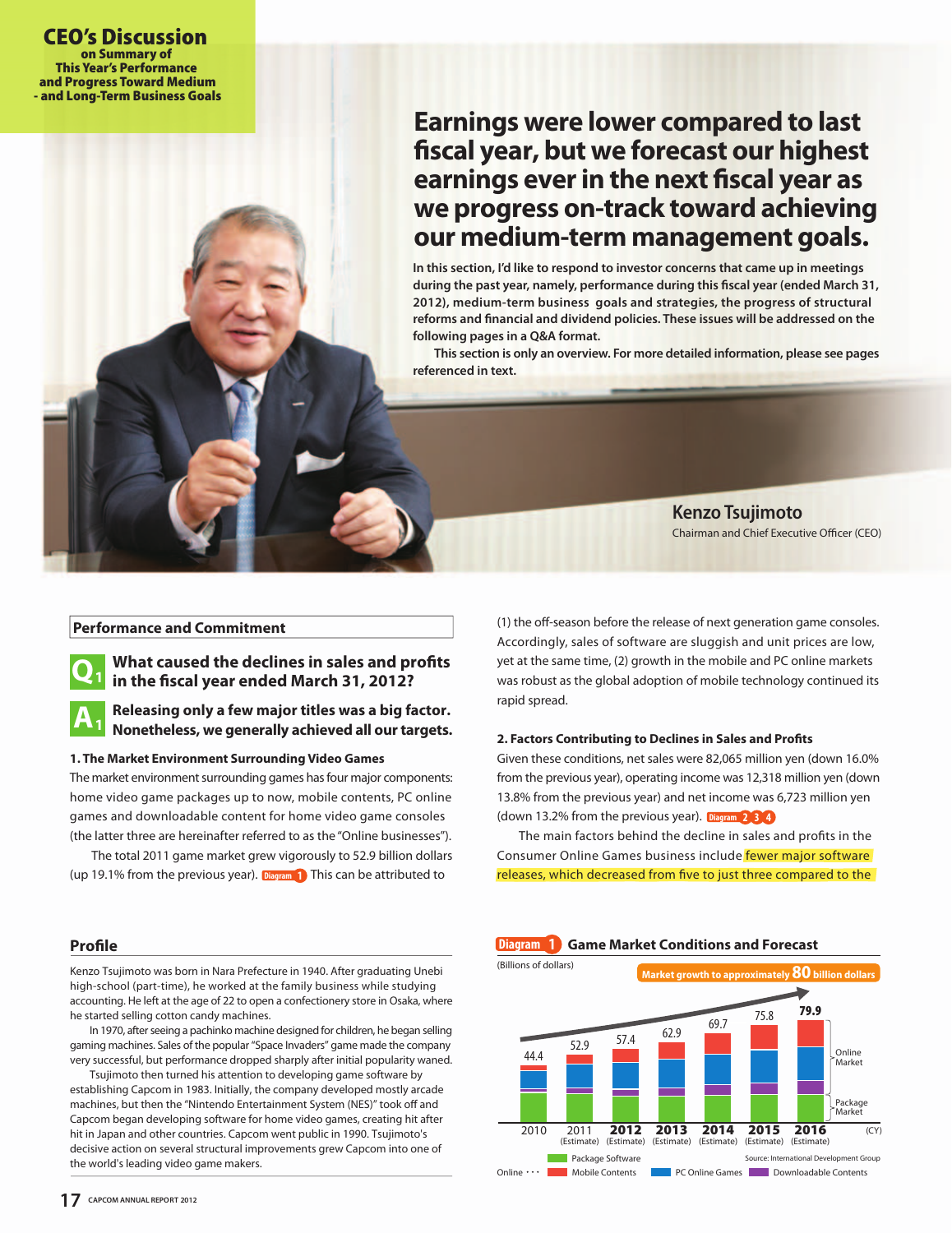# CEO's Discussion

**on Summary of This Year's Performance and Progress Toward Medium - and Long-Term Business Goals**

## Earnings were lower compared to last fiscal year, but we forecast our highest earnings ever in the next fiscal year as we progress on-track toward achieving our medium-term management goals.

**In this section, I'd like to respond to investor concerns that came up in meetings during the past year, namely, performance during this fiscal year (ended March 31, 2012), medium-term business goals and strategies, the progress of structural reforms and financial and dividend policies. These issues will be addressed on the following pages in a Q&A format.**

**This section is only an overview. For more detailed information, please see pages referenced in text.**

**Kenzo Tsujimoto**
Chairman and Chief Executive Officer (CEO)

### Performance and Commitment

**Q1 What caused the declines in sales and profits in the fiscal year ended March 31, 2012?**

**A1 Releasing only a few major titles was a big factor. Nonetheless, we generally achieved all our targets.**

**1. The Market Environment Surrounding Video Games**

The market environment surrounding games has four major components: home video game packages up to now, mobile contents, PC online games and downloadable content for home video game consoles (the latter three are hereinafter referred to as the "Online businesses").

The total 2011 game market grew vigorously to 52.9 billion dollars (up 19.1% from the previous year). Diagram 1 This can be attributed to (1) the off-season before the release of next generation game consoles. Accordingly, sales of software are sluggish and unit prices are low, yet at the same time, (2) growth in the mobile and PC online markets was robust as the global adoption of mobile technology continued its rapid spread.

**2. Factors Contributing to Declines in Sales and Profits**

Given these conditions, net sales were 82,065 million yen (down 16.0% from the previous year), operating income was 12,318 million yen (down 13.8% from the previous year) and net income was 6,723 million yen (down 13.2% from the previous year). Diagram 2 3 4

The main factors behind the decline in sales and profits in the Consumer Online Games business include fewer major software releases, which decreased from five to just three compared to the

### Profile

Kenzo Tsujimoto was born in Nara Prefecture in 1940. After graduating Unebi high-school (part-time), he worked at the family business while studying accounting. He left at the age of 22 to open a confectionery store in Osaka, where he started selling cotton candy machines.

In 1970, after seeing a pachinko machine designed for children, he began selling gaming machines. Sales of the popular "Space Invaders" game made the company very successful, but performance dropped sharply after initial popularity waned.

Tsujimoto then turned his attention to developing game software by establishing Capcom in 1983. Initially, the company developed mostly arcade machines, but then the "Nintendo Entertainment System (NES)" took off and Capcom began developing software for home video games, creating hit after hit in Japan and other countries. Capcom went public in 1990. Tsujimoto's decisive action on several structural improvements grew Capcom into one of the world's leading video game makers.

**Diagram 1 Game Market Conditions and Forecast**

(Billions of dollars)

Market growth to approximately 80 billion dollars

| (CY) | 2010 | 2011 (Estimate) | 2012 (Estimate) | 2013 (Estimate) | 2014 (Estimate) | 2015 (Estimate) | 2016 (Estimate) |
|---|---|---|---|---|---|---|---|
| Total | 44.4 | 52.9 | 57.4 | 62.9 | 69.7 | 75.8 | 79.9 |

Online Market: Mobile Contents, PC Online Games, Downloadable Contents; Package Market: Package Software

Source: International Development Group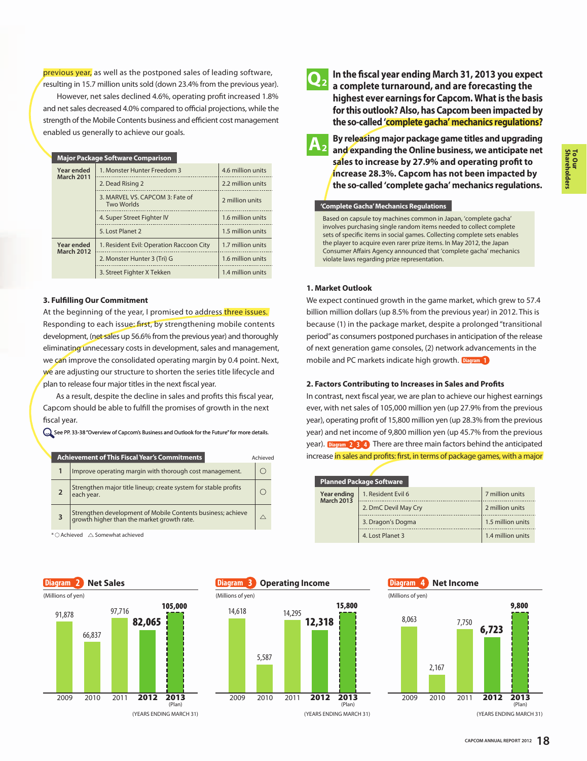previous year, as well as the postponed sales of leading software, resulting in 15.7 million units sold (down 23.4% from the previous year).

However, net sales declined 4.6%, operating profit increased 1.8% and net sales decreased 4.0% compared to official projections, while the strength of the Mobile Contents business and efficient cost management enabled us generally to achieve our goals.

**Major Package Software Comparison**

| | | |
|---|---|---|
| Year ended March 2011 | 1. Monster Hunter Freedom 3 | 4.6 million units |
| | 2. Dead Rising 2 | 2.2 million units |
| | 3. MARVEL VS. CAPCOM 3: Fate of Two Worlds | 2 million units |
| | 4. Super Street Fighter IV | 1.6 million units |
| | 5. Lost Planet 2 | 1.5 million units |
| Year ended March 2012 | 1. Resident Evil: Operation Raccoon City | 1.7 million units |
| | 2. Monster Hunter 3 (Tri) G | 1.6 million units |
| | 3. Street Fighter X Tekken | 1.4 million units |

### 3. Fulfilling Our Commitment

At the beginning of the year, I promised to address three issues. Responding to each issue: first, by strengthening mobile contents development, (net sales up 56.6% from the previous year) and thoroughly eliminating unnecessary costs in development, sales and management, we can improve the consolidated operating margin by 0.4 point. Next, we are adjusting our structure to shorten the series title lifecycle and plan to release four major titles in the next fiscal year.

As a result, despite the decline in sales and profits this fiscal year, Capcom should be able to fulfill the promises of growth in the next fiscal year.

See PP. 33-38 "Overview of Capcom's Business and Outlook for the Future" for more details.

**Achievement of This Fiscal Year's Commitments**

| | | Achieved |
|---|---|---|
| 1 | Improve operating margin with thorough cost management. | ○ |
| 2 | Strengthen major title lineup; create system for stable profits each year. | ○ |
| 3 | Strengthen development of Mobile Contents business; achieve growth higher than the market growth rate. | △ |

* ○ Achieved △ Somewhat achieved

## Q2 In the fiscal year ending March 31, 2013 you expect a complete turnaround, and are forecasting the highest ever earnings for Capcom. What is the basis for this outlook? Also, has Capcom been impacted by the so-called 'complete gacha' mechanics regulations?

## A2 By releasing major package game titles and upgrading and expanding the Online business, we anticipate net sales to increase by 27.9% and operating profit to increase 28.3%. Capcom has not been impacted by the so-called 'complete gacha' mechanics regulations.

**'Complete Gacha' Mechanics Regulations**

Based on capsule toy machines common in Japan, 'complete gacha' involves purchasing single random items needed to collect complete sets of specific items in social games. Collecting complete sets enables the player to acquire even rarer prize items. In May 2012, the Japan Consumer Affairs Agency announced that 'complete gacha' mechanics violate laws regarding prize representation.

### 1. Market Outlook

We expect continued growth in the game market, which grew to 57.4 billion million dollars (up 8.5% from the previous year) in 2012. This is because (1) in the package market, despite a prolonged "transitional period" as consumers postponed purchases in anticipation of the release of next generation game consoles, (2) network advancements in the mobile and PC markets indicate high growth. Diagram 1

### 2. Factors Contributing to Increases in Sales and Profits

In contrast, next fiscal year, we are plan to achieve our highest earnings ever, with net sales of 105,000 million yen (up 27.9% from the previous year), operating profit of 15,800 million yen (up 28.3% from the previous year) and net income of 9,800 million yen (up 45.7% from the previous year). Diagram 2 3 4 There are three main factors behind the anticipated increase in sales and profits: first, in terms of package games, with a major

**Planned Package Software**

| | | |
|---|---|---|
| Year ending March 2013 | 1. Resident Evil 6 | 7 million units |
| | 2. DmC Devil May Cry | 2 million units |
| | 3. Dragon's Dogma | 1.5 million units |
| | 4. Lost Planet 3 | 1.4 million units |

**Diagram 2 Net Sales** (Millions of yen)

| 2009 | 2010 | 2011 | 2012 | 2013 (Plan) |
|---|---|---|---|---|
| 91,878 | 66,837 | 97,716 | 82,065 | 105,000 |

**Diagram 3 Operating Income** (Millions of yen)

| 2009 | 2010 | 2011 | 2012 | 2013 (Plan) |
|---|---|---|---|---|
| 14,618 | 5,587 | 14,295 | 12,318 | 15,800 |

**Diagram 4 Net Income** (Millions of yen)

| 2009 | 2010 | 2011 | 2012 | 2013 (Plan) |
|---|---|---|---|---|
| 8,063 | 2,167 | 7,750 | 6,723 | 9,800 |

(YEARS ENDING MARCH 31)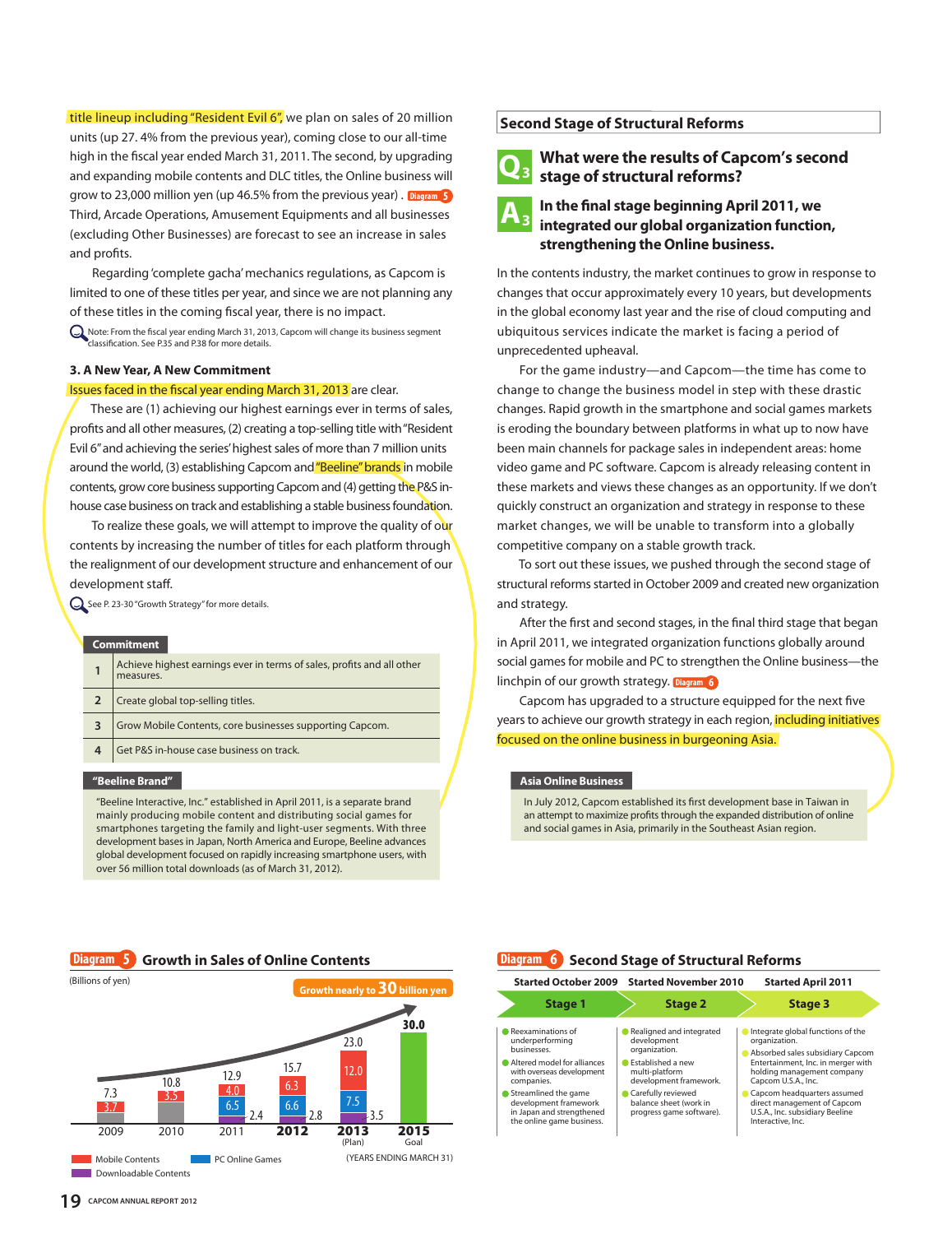title lineup including "Resident Evil 6", we plan on sales of 20 million units (up 27. 4% from the previous year), coming close to our all-time high in the fiscal year ended March 31, 2011. The second, by upgrading and expanding mobile contents and DLC titles, the Online business will grow to 23,000 million yen (up 46.5% from the previous year) . Diagram 5 Third, Arcade Operations, Amusement Equipments and all businesses (excluding Other Businesses) are forecast to see an increase in sales and profits.

Regarding 'complete gacha' mechanics regulations, as Capcom is limited to one of these titles per year, and since we are not planning any of these titles in the coming fiscal year, there is no impact.

Note: From the fiscal year ending March 31, 2013, Capcom will change its business segment classification. See P.35 and P.38 for more details.

### 3. A New Year, A New Commitment

Issues faced in the fiscal year ending March 31, 2013 are clear.

These are (1) achieving our highest earnings ever in terms of sales, profits and all other measures, (2) creating a top-selling title with "Resident Evil 6" and achieving the series' highest sales of more than 7 million units around the world, (3) establishing Capcom and "Beeline" brands in mobile contents, grow core business supporting Capcom and (4) getting the P&S in-house case business on track and establishing a stable business foundation.

To realize these goals, we will attempt to improve the quality of our contents by increasing the number of titles for each platform through the realignment of our development structure and enhancement of our development staff.

See P. 23-30 "Growth Strategy" for more details.

| Commitment | |
|---|---|
| 1 | Achieve highest earnings ever in terms of sales, profits and all other measures. |
| 2 | Create global top-selling titles. |
| 3 | Grow Mobile Contents, core businesses supporting Capcom. |
| 4 | Get P&S in-house case business on track. |

**"Beeline Brand"**

"Beeline Interactive, Inc." established in April 2011, is a separate brand mainly producing mobile content and distributing social games for smartphones targeting the family and light-user segments. With three development bases in Japan, North America and Europe, Beeline advances global development focused on rapidly increasing smartphone users, with over 56 million total downloads (as of March 31, 2012).

## Second Stage of Structural Reforms

### Q3 What were the results of Capcom's second stage of structural reforms?

### A3 In the final stage beginning April 2011, we integrated our global organization function, strengthening the Online business.

In the contents industry, the market continues to grow in response to changes that occur approximately every 10 years, but developments in the global economy last year and the rise of cloud computing and ubiquitous services indicate the market is facing a period of unprecedented upheaval.

For the game industry—and Capcom—the time has come to change to change the business model in step with these drastic changes. Rapid growth in the smartphone and social games markets is eroding the boundary between platforms in what up to now have been main channels for package sales in independent areas: home video game and PC software. Capcom is already releasing content in these markets and views these changes as an opportunity. If we don't quickly construct an organization and strategy in response to these market changes, we will be unable to transform into a globally competitive company on a stable growth track.

To sort out these issues, we pushed through the second stage of structural reforms started in October 2009 and created new organization and strategy.

After the first and second stages, in the final third stage that began in April 2011, we integrated organization functions globally around social games for mobile and PC to strengthen the Online business—the linchpin of our growth strategy. Diagram 6

Capcom has upgraded to a structure equipped for the next five years to achieve our growth strategy in each region, including initiatives focused on the online business in burgeoning Asia.

**Asia Online Business**

In July 2012, Capcom established its first development base in Taiwan in an attempt to maximize profits through the expanded distribution of online and social games in Asia, primarily in the Southeast Asian region.

**Diagram 5 Growth in Sales of Online Contents**

(Billions of yen) — Growth nearly to 30 billion yen

| Year | Total | Mobile Contents | PC Online Games | Downloadable Contents |
|---|---|---|---|---|
| 2009 | 7.3 | 3.7 | | |
| 2010 | 10.8 | 3.5 | | |
| 2011 | 12.9 | 4.0 | 6.5 | 2.4 |
| 2012 | 15.7 | 6.3 | 6.6 | 2.8 |
| 2013 (Plan) | 23.0 | 12.0 | 7.5 | 3.5 |
| 2015 Goal | 30.0 | | | |

(YEARS ENDING MARCH 31)

**Diagram 6 Second Stage of Structural Reforms**

| Stage 1 (Started October 2009) | Stage 2 (Started November 2010) | Stage 3 (Started April 2011) |
|---|---|---|
| Reexaminations of underperforming businesses. | Realigned and integrated development organization. | Integrate global functions of the organization. |
| Altered model for alliances with overseas development companies. | Established a new multi-platform development framework. | Absorbed sales subsidiary Capcom Entertainment, Inc. in merger with holding management company Capcom U.S.A., Inc. |
| Streamlined the game development framework in Japan and strengthened the online game business. | Carefully reviewed balance sheet (work in progress game software). | Capcom headquarters assumed direct management of Capcom U.S.A., Inc. subsidiary Beeline Interactive, Inc. |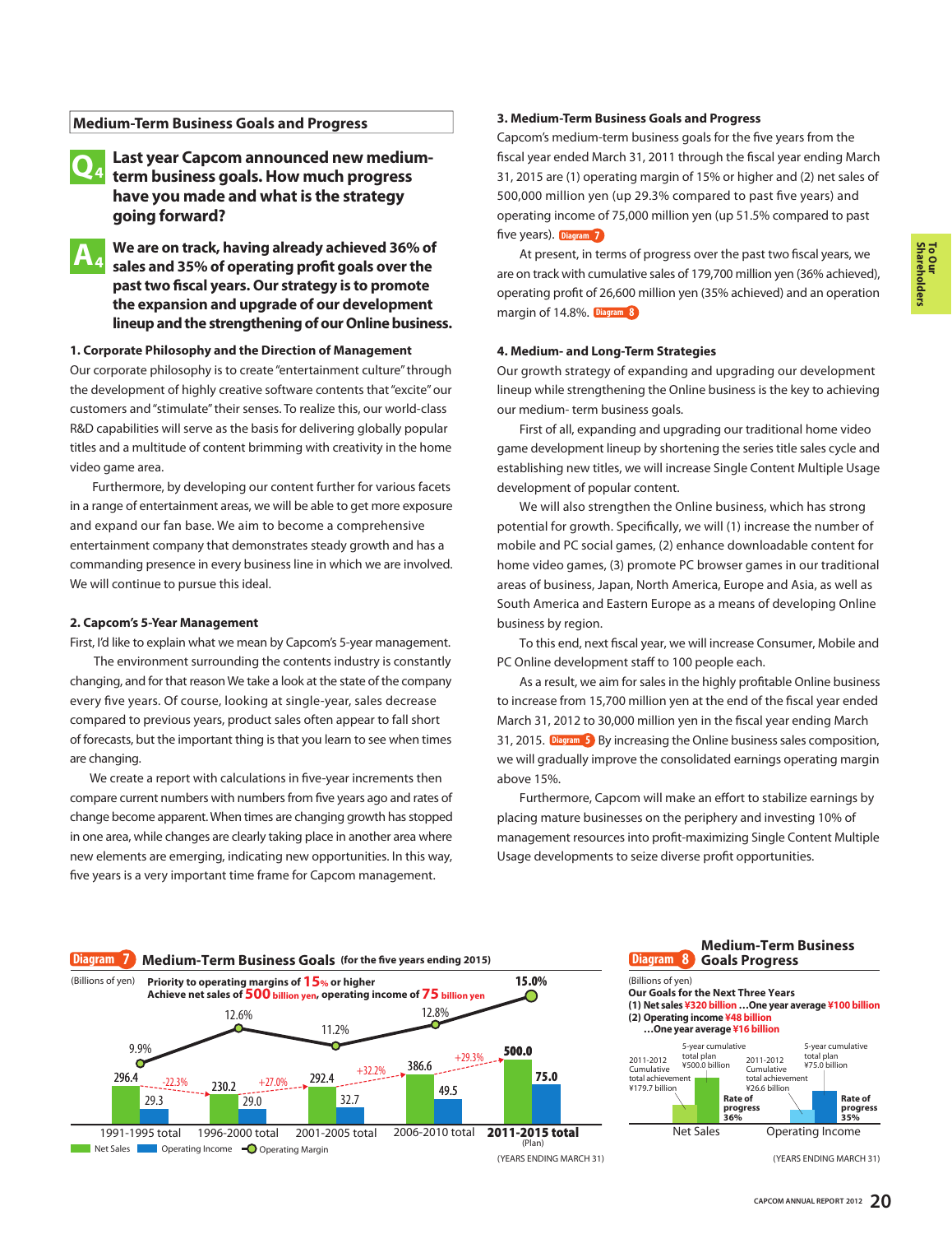## Medium-Term Business Goals and Progress

### Q4 Last year Capcom announced new medium-term business goals. How much progress have you made and what is the strategy going forward?

### A4 We are on track, having already achieved 36% of sales and 35% of operating profit goals over the past two fiscal years. Our strategy is to promote the expansion and upgrade of our development lineup and the strengthening of our Online business.

**1. Corporate Philosophy and the Direction of Management**

Our corporate philosophy is to create "entertainment culture" through the development of highly creative software contents that "excite" our customers and "stimulate" their senses. To realize this, our world-class R&D capabilities will serve as the basis for delivering globally popular titles and a multitude of content brimming with creativity in the home video game area.

Furthermore, by developing our content further for various facets in a range of entertainment areas, we will be able to get more exposure and expand our fan base. We aim to become a comprehensive entertainment company that demonstrates steady growth and has a commanding presence in every business line in which we are involved. We will continue to pursue this ideal.

**2. Capcom's 5-Year Management**

First, I'd like to explain what we mean by Capcom's 5-year management.

The environment surrounding the contents industry is constantly changing, and for that reason We take a look at the state of the company every five years. Of course, looking at single-year, sales decrease compared to previous years, product sales often appear to fall short of forecasts, but the important thing is that you learn to see when times are changing.

We create a report with calculations in five-year increments then compare current numbers with numbers from five years ago and rates of change become apparent. When times are changing growth has stopped in one area, while changes are clearly taking place in another area where new elements are emerging, indicating new opportunities. In this way, five years is a very important time frame for Capcom management.

**3. Medium-Term Business Goals and Progress**

Capcom's medium-term business goals for the five years from the fiscal year ended March 31, 2011 through the fiscal year ending March 31, 2015 are (1) operating margin of 15% or higher and (2) net sales of 500,000 million yen (up 29.3% compared to past five years) and operating income of 75,000 million yen (up 51.5% compared to past five years). Diagram 7

At present, in terms of progress over the past two fiscal years, we are on track with cumulative sales of 179,700 million yen (36% achieved), operating profit of 26,600 million yen (35% achieved) and an operation margin of 14.8%. Diagram 8

**4. Medium- and Long-Term Strategies**

Our growth strategy of expanding and upgrading our development lineup while strengthening the Online business is the key to achieving our medium- term business goals.

First of all, expanding and upgrading our traditional home video game development lineup by shortening the series title sales cycle and establishing new titles, we will increase Single Content Multiple Usage development of popular content.

We will also strengthen the Online business, which has strong potential for growth. Specifically, we will (1) increase the number of mobile and PC social games, (2) enhance downloadable content for home video games, (3) promote PC browser games in our traditional areas of business, Japan, North America, Europe and Asia, as well as South America and Eastern Europe as a means of developing Online business by region.

To this end, next fiscal year, we will increase Consumer, Mobile and PC Online development staff to 100 people each.

As a result, we aim for sales in the highly profitable Online business to increase from 15,700 million yen at the end of the fiscal year ended March 31, 2012 to 30,000 million yen in the fiscal year ending March 31, 2015. Diagram 5 By increasing the Online business sales composition, we will gradually improve the consolidated earnings operating margin above 15%.

Furthermore, Capcom will make an effort to stabilize earnings by placing mature businesses on the periphery and investing 10% of management resources into profit-maximizing Single Content Multiple Usage developments to seize diverse profit opportunities.

**Diagram 7 Medium-Term Business Goals (for the five years ending 2015)**

(Billions of yen)

Priority to operating margins of 15% or higher
Achieve net sales of 500 billion yen, operating income of 75 billion yen

| | 1991-1995 total | 1996-2000 total | 2001-2005 total | 2006-2010 total | 2011-2015 total (Plan) |
|---|---|---|---|---|---|
| Net Sales | 296.4 | 230.2 | 292.4 | 386.6 | 500.0 |
| Change in Net Sales | | -22.3% | +27.0% | +32.2% | +29.3% |
| Operating Income | 29.3 | 29.0 | 32.7 | 49.5 | 75.0 |
| Operating Margin | 9.9% | 12.6% | 11.2% | 12.8% | 15.0% |

(YEARS ENDING MARCH 31)

**Diagram 8 Medium-Term Business Goals Progress**

(Billions of yen)

Our Goals for the Next Three Years
(1) Net sales ¥320 billion …One year average ¥100 billion
(2) Operating income ¥48 billion
…One year average ¥16 billion

| | 2011-2012 Cumulative total achievement | 5-year cumulative total plan | Rate of progress |
|---|---|---|---|
| Net Sales | ¥179.7 billion | ¥500.0 billion | 36% |
| Operating Income | ¥26.6 billion | ¥75.0 billion | 35% |

(YEARS ENDING MARCH 31)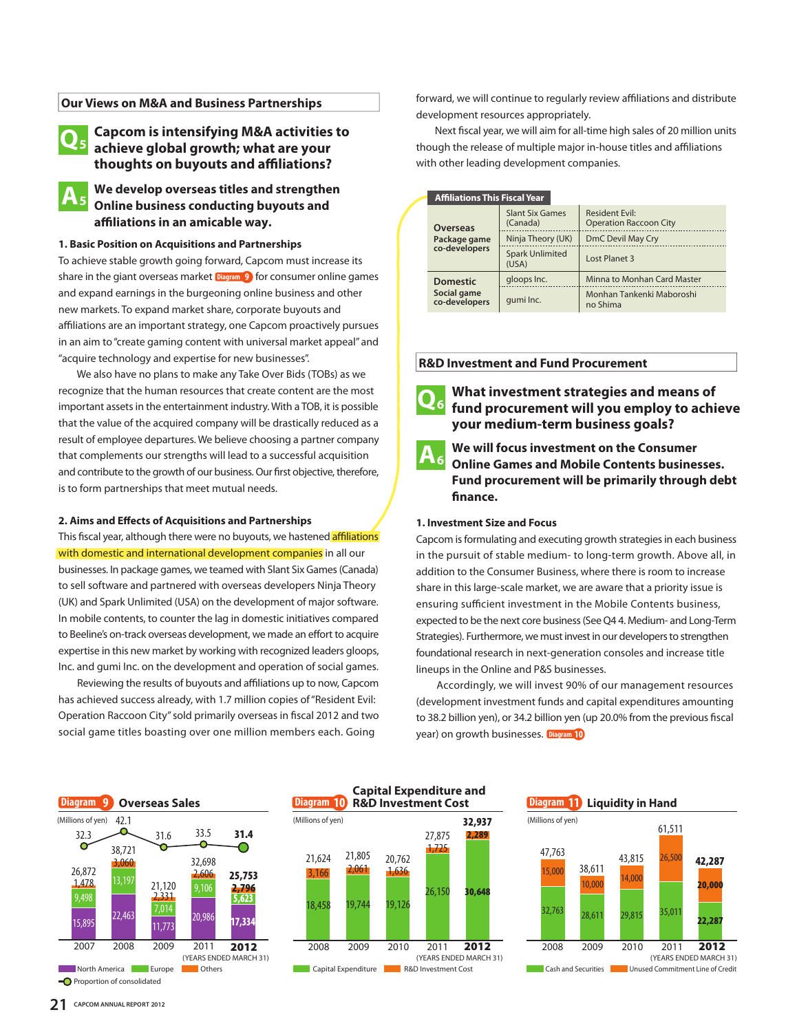## Our Views on M&A and Business Partnerships

### Q5 Capcom is intensifying M&A activities to achieve global growth; what are your thoughts on buyouts and affiliations?

### A5 We develop overseas titles and strengthen Online business conducting buyouts and affiliations in an amicable way.

**1. Basic Position on Acquisitions and Partnerships**

To achieve stable growth going forward, Capcom must increase its share in the giant overseas market Diagram 9 for consumer online games and expand earnings in the burgeoning online business and other new markets. To expand market share, corporate buyouts and affiliations are an important strategy, one Capcom proactively pursues in an aim to "create gaming content with universal market appeal" and "acquire technology and expertise for new businesses".

We also have no plans to make any Take Over Bids (TOBs) as we recognize that the human resources that create content are the most important assets in the entertainment industry. With a TOB, it is possible that the value of the acquired company will be drastically reduced as a result of employee departures. We believe choosing a partner company that complements our strengths will lead to a successful acquisition and contribute to the growth of our business. Our first objective, therefore, is to form partnerships that meet mutual needs.

**2. Aims and Effects of Acquisitions and Partnerships**

This fiscal year, although there were no buyouts, we hastened affiliations with domestic and international development companies in all our businesses. In package games, we teamed with Slant Six Games (Canada) to sell software and partnered with overseas developers Ninja Theory (UK) and Spark Unlimited (USA) on the development of major software. In mobile contents, to counter the lag in domestic initiatives compared to Beeline's on-track overseas development, we made an effort to acquire expertise in this new market by working with recognized leaders gloops, Inc. and gumi Inc. on the development and operation of social games.

Reviewing the results of buyouts and affiliations up to now, Capcom has achieved success already, with 1.7 million copies of "Resident Evil: Operation Raccoon City" sold primarily overseas in fiscal 2012 and two social game titles boasting over one million members each. Going forward, we will continue to regularly review affiliations and distribute development resources appropriately.

Next fiscal year, we will aim for all-time high sales of 20 million units though the release of multiple major in-house titles and affiliations with other leading development companies.

**Affiliations This Fiscal Year**

| | | |
|---|---|---|
| Overseas Package game co-developers | Slant Six Games (Canada) | Resident Evil: Operation Raccoon City |
| | Ninja Theory (UK) | DmC Devil May Cry |
| | Spark Unlimited (USA) | Lost Planet 3 |
| Domestic Social game co-developers | gloops Inc. | Minna to Monhan Card Master |
| | gumi Inc. | Monhan Tankenki Maboroshi no Shima |

## R&D Investment and Fund Procurement

### Q6 What investment strategies and means of fund procurement will you employ to achieve your medium-term business goals?

### A6 We will focus investment on the Consumer Online Games and Mobile Contents businesses. Fund procurement will be primarily through debt finance.

**1. Investment Size and Focus**

Capcom is formulating and executing growth strategies in each business in the pursuit of stable medium- to long-term growth. Above all, in addition to the Consumer Business, where there is room to increase share in this large-scale market, we are aware that a priority issue is ensuring sufficient investment in the Mobile Contents business, expected to be the next core business (See Q4 4. Medium- and Long-Term Strategies). Furthermore, we must invest in our developers to strengthen foundational research in next-generation consoles and increase title lineups in the Online and P&S businesses.

Accordingly, we will invest 90% of our management resources (development investment funds and capital expenditures amounting to 38.2 billion yen), or 34.2 billion yen (up 20.0% from the previous fiscal year) on growth businesses. Diagram 10

**Diagram 9 Overseas Sales**

(Millions of yen) (YEARS ENDED MARCH 31)

| | 2007 | 2008 | 2009 | 2011 | 2012 |
|---|---|---|---|---|---|
| North America | 15,895 | 22,463 | 11,773 | 20,986 | 17,334 |
| Europe | 9,498 | 13,197 | 7,014 | 9,106 | 5,623 |
| Others | 1,478 | 3,060 | 2,331 | 2,606 | 2,796 |
| Total | 26,872 | 38,721 | 21,120 | 32,698 | 25,753 |
| Proportion of consolidated | 32.3 | 42.1 | 31.6 | 33.5 | 31.4 |

**Diagram 10 Capital Expenditure and R&D Investment Cost**

(Millions of yen) (YEARS ENDED MARCH 31)

| | 2008 | 2009 | 2010 | 2011 | 2012 |
|---|---|---|---|---|---|
| Capital Expenditure | 18,458 | 19,744 | 19,126 | 26,150 | 30,648 |
| R&D Investment Cost | 3,166 | 2,061 | 1,636 | 1,725 | 2,289 |
| Total | 21,624 | 21,805 | 20,762 | 27,875 | 32,937 |

**Diagram 11 Liquidity in Hand**

(Millions of yen) (YEARS ENDED MARCH 31)

| | 2008 | 2009 | 2010 | 2011 | 2012 |
|---|---|---|---|---|---|
| Cash and Securities | 32,763 | 28,611 | 29,815 | 35,011 | 22,287 |
| Unused Commitment Line of Credit | 15,000 | 10,000 | 14,000 | 26,500 | 20,000 |
| Total | 47,763 | 38,611 | 43,815 | 61,511 | 42,287 |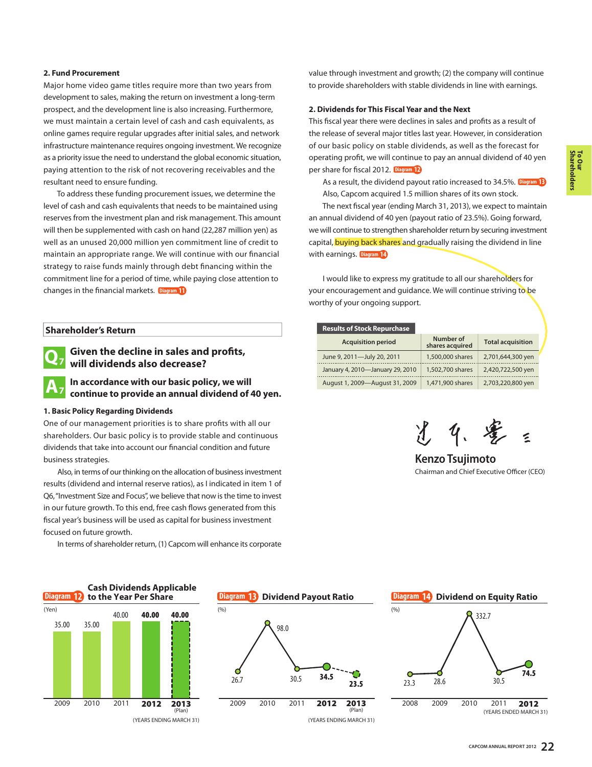### 2. Fund Procurement

Major home video game titles require more than two years from development to sales, making the return on investment a long-term prospect, and the development line is also increasing. Furthermore, we must maintain a certain level of cash and cash equivalents, as online games require regular upgrades after initial sales, and network infrastructure maintenance requires ongoing investment. We recognize as a priority issue the need to understand the global economic situation, paying attention to the risk of not recovering receivables and the resultant need to ensure funding.

To address these funding procurement issues, we determine the level of cash and cash equivalents that needs to be maintained using reserves from the investment plan and risk management. This amount will then be supplemented with cash on hand (22,287 million yen) as well as an unused 20,000 million yen commitment line of credit to maintain an appropriate range. We will continue with our financial strategy to raise funds mainly through debt financing within the commitment line for a period of time, while paying close attention to changes in the financial markets. Diagram 11

## Shareholder's Return

### Q7 Given the decline in sales and profits, will dividends also decrease?

### A7 In accordance with our basic policy, we will continue to provide an annual dividend of 40 yen.

### 1. Basic Policy Regarding Dividends

One of our management priorities is to share profits with all our shareholders. Our basic policy is to provide stable and continuous dividends that take into account our financial condition and future business strategies.

Also, in terms of our thinking on the allocation of business investment results (dividend and internal reserve ratios), as I indicated in item 1 of Q6, "Investment Size and Focus", we believe that now is the time to invest in our future growth. To this end, free cash flows generated from this fiscal year's business will be used as capital for business investment focused on future growth.

In terms of shareholder return, (1) Capcom will enhance its corporate value through investment and growth; (2) the company will continue to provide shareholders with stable dividends in line with earnings.

### 2. Dividends for This Fiscal Year and the Next

This fiscal year there were declines in sales and profits as a result of the release of several major titles last year. However, in consideration of our basic policy on stable dividends, as well as the forecast for operating profit, we will continue to pay an annual dividend of 40 yen per share for fiscal 2012. Diagram 12

As a result, the dividend payout ratio increased to 34.5%. Diagram 13 Also, Capcom acquired 1.5 million shares of its own stock.

The next fiscal year (ending March 31, 2013), we expect to maintain an annual dividend of 40 yen (payout ratio of 23.5%). Going forward, we will continue to strengthen shareholder return by securing investment capital, buying back shares and gradually raising the dividend in line with earnings. Diagram 14

I would like to express my gratitude to all our shareholders for your encouragement and guidance. We will continue striving to be worthy of your ongoing support.

**Results of Stock Repurchase**

| Acquisition period | Number of shares acquired | Total acquisition |
|---|---|---|
| June 9, 2011—July 20, 2011 | 1,500,000 shares | 2,701,644,300 yen |
| January 4, 2010—January 29, 2010 | 1,502,700 shares | 2,420,722,500 yen |
| August 1, 2009—August 31, 2009 | 1,471,900 shares | 2,703,220,800 yen |

**Kenzo Tsujimoto**
Chairman and Chief Executive Officer (CEO)

**Diagram 12 Cash Dividends Applicable to the Year Per Share**

(Yen)
35.00 35.00 40.00 40.00 40.00
2009 2010 2011 2012 2013 (Plan)
(YEARS ENDING MARCH 31)

**Diagram 13 Dividend Payout Ratio**

(%)
26.7 98.0 30.5 34.5 23.5
2009 2010 2011 2012 2013 (Plan)
(YEARS ENDING MARCH 31)

**Diagram 14 Dividend on Equity Ratio**

(%)
23.3 28.6 332.7 30.5 74.5
2008 2009 2010 2011 2012
(YEARS ENDED MARCH 31)